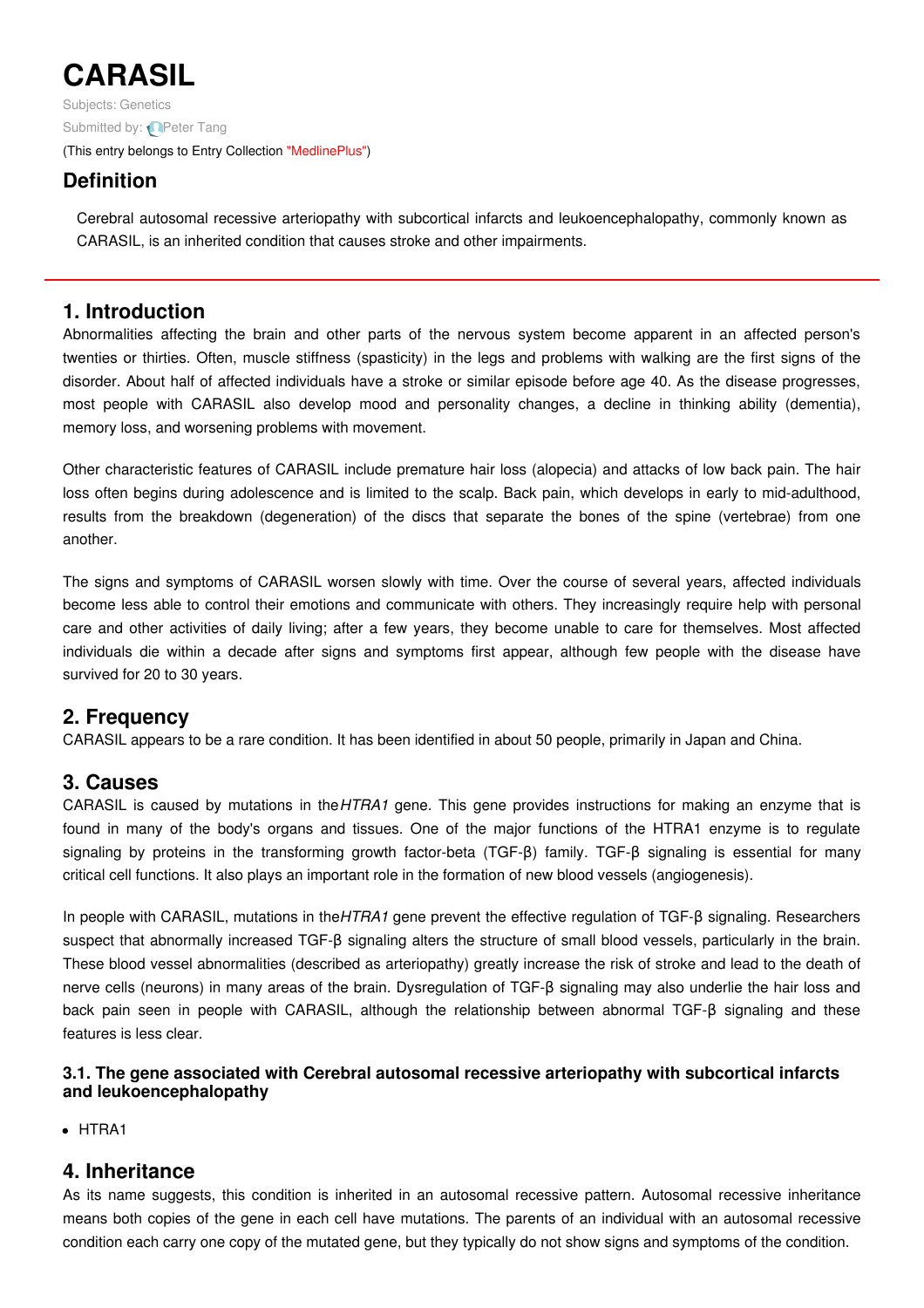# CARASIL

Subjects: Genetics

Submitted by: Peter Tang

(This entry belongs to Entry Collection "MedlinePlus")

## Definition

Cerebral autosomal recessive arteriopathy with subcortical infarcts and leukoencephalopathy, commonly known as CARASIL, is an inherited condition that causes stroke and other impairments.

## 1. Introduction

Abnormalities affecting the brain and other parts of the nervous system become apparent in an affected person's twenties or thirties. Often, muscle stiffness (spasticity) in the legs and problems with walking are the first signs of the disorder. About half of affected individuals have a stroke or similar episode before age 40. As the disease progresses, most people with CARASIL also develop mood and personality changes, a decline in thinking ability (dementia), memory loss, and worsening problems with movement.

Other characteristic features of CARASIL include premature hair loss (alopecia) and attacks of low back pain. The hair loss often begins during adolescence and is limited to the scalp. Back pain, which develops in early to mid-adulthood, results from the breakdown (degeneration) of the discs that separate the bones of the spine (vertebrae) from one another.

The signs and symptoms of CARASIL worsen slowly with time. Over the course of several years, affected individuals become less able to control their emotions and communicate with others. They increasingly require help with personal care and other activities of daily living; after a few years, they become unable to care for themselves. Most affected individuals die within a decade after signs and symptoms first appear, although few people with the disease have survived for 20 to 30 years.

## 2. Frequency

CARASIL appears to be a rare condition. It has been identified in about 50 people, primarily in Japan and China.

## 3. Causes

CARASIL is caused by mutations in the *HTRA1* gene. This gene provides instructions for making an enzyme that is found in many of the body's organs and tissues. One of the major functions of the HTRA1 enzyme is to regulate signaling by proteins in the transforming growth factor-beta (TGF-β) family. TGF-β signaling is essential for many critical cell functions. It also plays an important role in the formation of new blood vessels (angiogenesis).

In people with CARASIL, mutations in the *HTRA1* gene prevent the effective regulation of TGF-β signaling. Researchers suspect that abnormally increased TGF-β signaling alters the structure of small blood vessels, particularly in the brain. These blood vessel abnormalities (described as arteriopathy) greatly increase the risk of stroke and lead to the death of nerve cells (neurons) in many areas of the brain. Dysregulation of TGF-β signaling may also underlie the hair loss and back pain seen in people with CARASIL, although the relationship between abnormal TGF-β signaling and these features is less clear.

### 3.1. The gene associated with Cerebral autosomal recessive arteriopathy with subcortical infarcts and leukoencephalopathy

- HTRA1

## 4. Inheritance

As its name suggests, this condition is inherited in an autosomal recessive pattern. Autosomal recessive inheritance means both copies of the gene in each cell have mutations. The parents of an individual with an autosomal recessive condition each carry one copy of the mutated gene, but they typically do not show signs and symptoms of the condition.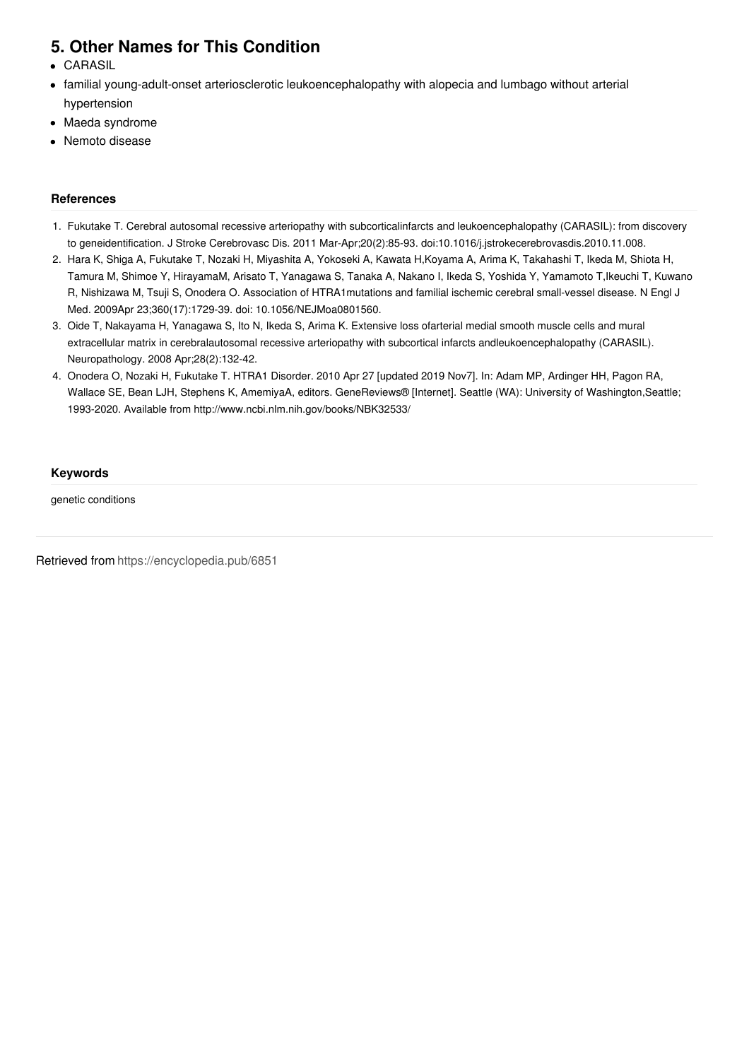## 5. Other Names for This Condition

- CARASIL
- familial young-adult-onset arteriosclerotic leukoencephalopathy with alopecia and lumbago without arterial hypertension
- Maeda syndrome
- Nemoto disease

#### References

1. Fukutake T. Cerebral autosomal recessive arteriopathy with subcorticalinfarcts and leukoencephalopathy (CARASIL): from discovery to geneidentification. J Stroke Cerebrovasc Dis. 2011 Mar-Apr;20(2):85-93. doi:10.1016/j.jstrokecerebrovasdis.2010.11.008.
2. Hara K, Shiga A, Fukutake T, Nozaki H, Miyashita A, Yokoseki A, Kawata H,Koyama A, Arima K, Takahashi T, Ikeda M, Shiota H, Tamura M, Shimoe Y, HirayamaM, Arisato T, Yanagawa S, Tanaka A, Nakano I, Ikeda S, Yoshida Y, Yamamoto T,Ikeuchi T, Kuwano R, Nishizawa M, Tsuji S, Onodera O. Association of HTRA1mutations and familial ischemic cerebral small-vessel disease. N Engl J Med. 2009Apr 23;360(17):1729-39. doi: 10.1056/NEJMoa0801560.
3. Oide T, Nakayama H, Yanagawa S, Ito N, Ikeda S, Arima K. Extensive loss ofarterial medial smooth muscle cells and mural extracellular matrix in cerebralautosomal recessive arteriopathy with subcortical infarcts andleukoencephalopathy (CARASIL). Neuropathology. 2008 Apr;28(2):132-42.
4. Onodera O, Nozaki H, Fukutake T. HTRA1 Disorder. 2010 Apr 27 [updated 2019 Nov7]. In: Adam MP, Ardinger HH, Pagon RA, Wallace SE, Bean LJH, Stephens K, AmemiyaA, editors. GeneReviews® [Internet]. Seattle (WA): University of Washington,Seattle; 1993-2020. Available from http://www.ncbi.nlm.nih.gov/books/NBK32533/

#### Keywords

genetic conditions

Retrieved from https://encyclopedia.pub/6851